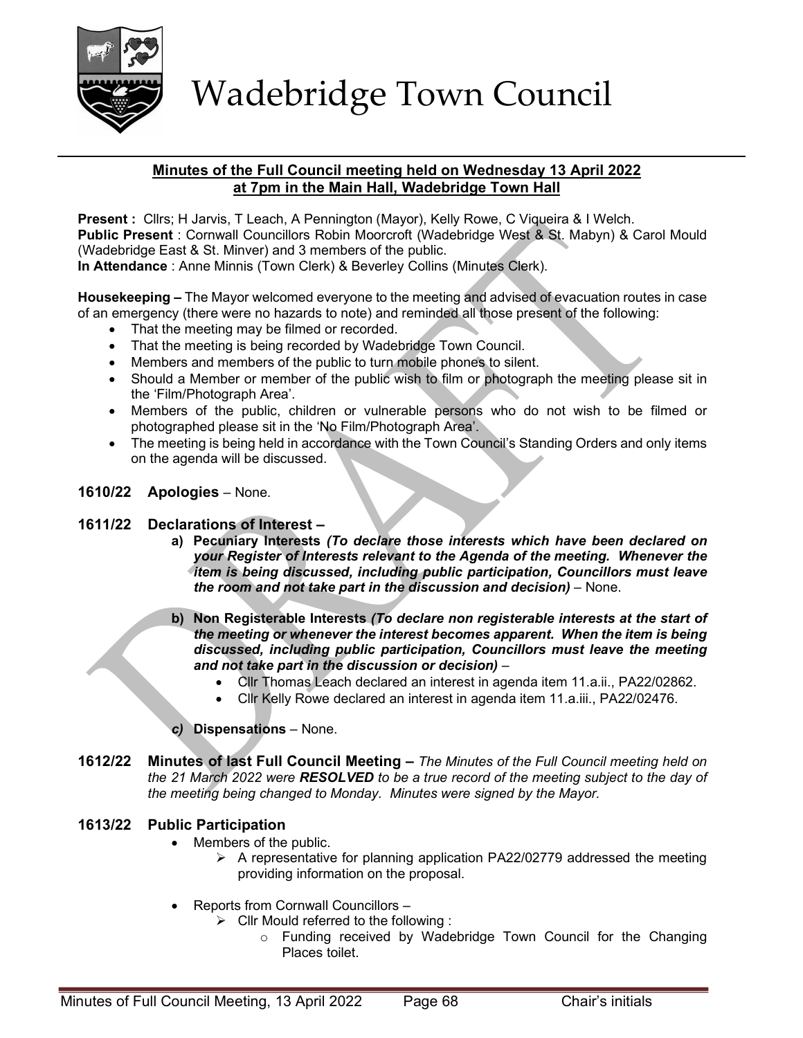# Wadebridge Town Council

**Minutes of the Full Council meeting held on Wednesday 13 April 2022 at 7pm in the Main Hall, Wadebridge Town Hall**

**Present :** Cllrs; H Jarvis, T Leach, A Pennington (Mayor), Kelly Rowe, C Viqueira & I Welch.
**Public Present** : Cornwall Councillors Robin Moorcroft (Wadebridge West & St. Mabyn) & Carol Mould (Wadebridge East & St. Minver) and 3 members of the public.
**In Attendance** : Anne Minnis (Town Clerk) & Beverley Collins (Minutes Clerk).

**Housekeeping –** The Mayor welcomed everyone to the meeting and advised of evacuation routes in case of an emergency (there were no hazards to note) and reminded all those present of the following:

- That the meeting may be filmed or recorded.
- That the meeting is being recorded by Wadebridge Town Council.
- Members and members of the public to turn mobile phones to silent.
- Should a Member or member of the public wish to film or photograph the meeting please sit in the 'Film/Photograph Area'.
- Members of the public, children or vulnerable persons who do not wish to be filmed or photographed please sit in the 'No Film/Photograph Area'.
- The meeting is being held in accordance with the Town Council's Standing Orders and only items on the agenda will be discussed.

**1610/22 Apologies** – None.

**1611/22 Declarations of Interest –**

a) **Pecuniary Interests** ***(To declare those interests which have been declared on your Register of Interests relevant to the Agenda of the meeting. Whenever the item is being discussed, including public participation, Councillors must leave the room and not take part in the discussion and decision)*** – None.

b) **Non Registerable Interests** ***(To declare non registerable interests at the start of the meeting or whenever the interest becomes apparent. When the item is being discussed, including public participation, Councillors must leave the meeting and not take part in the discussion or decision)*** –
- Cllr Thomas Leach declared an interest in agenda item 11.a.ii., PA22/02862.
- Cllr Kelly Rowe declared an interest in agenda item 11.a.iii., PA22/02476.

*c)* **Dispensations** – None.

**1612/22 Minutes of last Full Council Meeting –** *The Minutes of the Full Council meeting held on the 21 March 2022 were* ***RESOLVED*** *to be a true record of the meeting subject to the day of the meeting being changed to Monday. Minutes were signed by the Mayor.*

**1613/22 Public Participation**

- Members of the public.
  - A representative for planning application PA22/02779 addressed the meeting providing information on the proposal.
- Reports from Cornwall Councillors –
  - Cllr Mould referred to the following :
    - Funding received by Wadebridge Town Council for the Changing Places toilet.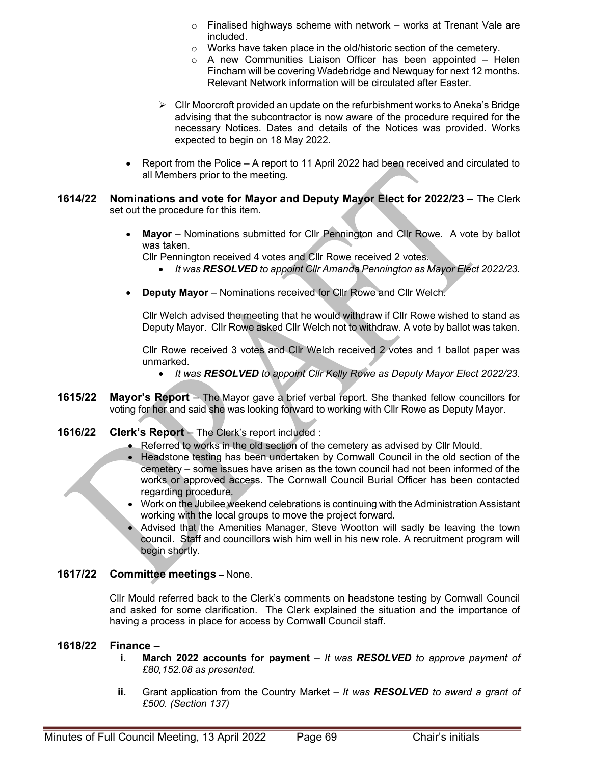- o Finalised highways scheme with network – works at Trenant Vale are included.
    - o Works have taken place in the old/historic section of the cemetery.
    - o A new Communities Liaison Officer has been appointed – Helen Fincham will be covering Wadebridge and Newquay for next 12 months. Relevant Network information will be circulated after Easter.

  - ➢ Cllr Moorcroft provided an update on the refurbishment works to Aneka's Bridge advising that the subcontractor is now aware of the procedure required for the necessary Notices. Dates and details of the Notices was provided. Works expected to begin on 18 May 2022.

- Report from the Police – A report to 11 April 2022 had been received and circulated to all Members prior to the meeting.

**1614/22 Nominations and vote for Mayor and Deputy Mayor Elect for 2022/23 –** The Clerk set out the procedure for this item.

- **Mayor** – Nominations submitted for Cllr Pennington and Cllr Rowe. A vote by ballot was taken.
  Cllr Pennington received 4 votes and Cllr Rowe received 2 votes.
  - *It was **RESOLVED** to appoint Cllr Amanda Pennington as Mayor Elect 2022/23.*

- **Deputy Mayor** – Nominations received for Cllr Rowe and Cllr Welch.

  Cllr Welch advised the meeting that he would withdraw if Cllr Rowe wished to stand as Deputy Mayor. Cllr Rowe asked Cllr Welch not to withdraw. A vote by ballot was taken.

  Cllr Rowe received 3 votes and Cllr Welch received 2 votes and 1 ballot paper was unmarked.
  - *It was **RESOLVED** to appoint Cllr Kelly Rowe as Deputy Mayor Elect 2022/23.*

**1615/22 Mayor's Report** – The Mayor gave a brief verbal report. She thanked fellow councillors for voting for her and said she was looking forward to working with Cllr Rowe as Deputy Mayor.

**1616/22 Clerk's Report** – The Clerk's report included :

- Referred to works in the old section of the cemetery as advised by Cllr Mould.
- Headstone testing has been undertaken by Cornwall Council in the old section of the cemetery – some issues have arisen as the town council had not been informed of the works or approved access. The Cornwall Council Burial Officer has been contacted regarding procedure.
- Work on the Jubilee weekend celebrations is continuing with the Administration Assistant working with the local groups to move the project forward.
- Advised that the Amenities Manager, Steve Wootton will sadly be leaving the town council. Staff and councillors wish him well in his new role. A recruitment program will begin shortly.

**1617/22 Committee meetings –** None.

Cllr Mould referred back to the Clerk's comments on headstone testing by Cornwall Council and asked for some clarification. The Clerk explained the situation and the importance of having a process in place for access by Cornwall Council staff.

**1618/22 Finance –**

- **i. March 2022 accounts for payment** – *It was **RESOLVED** to approve payment of £80,152.08 as presented.*

- **ii.** Grant application from the Country Market – *It was **RESOLVED** to award a grant of £500. (Section 137)*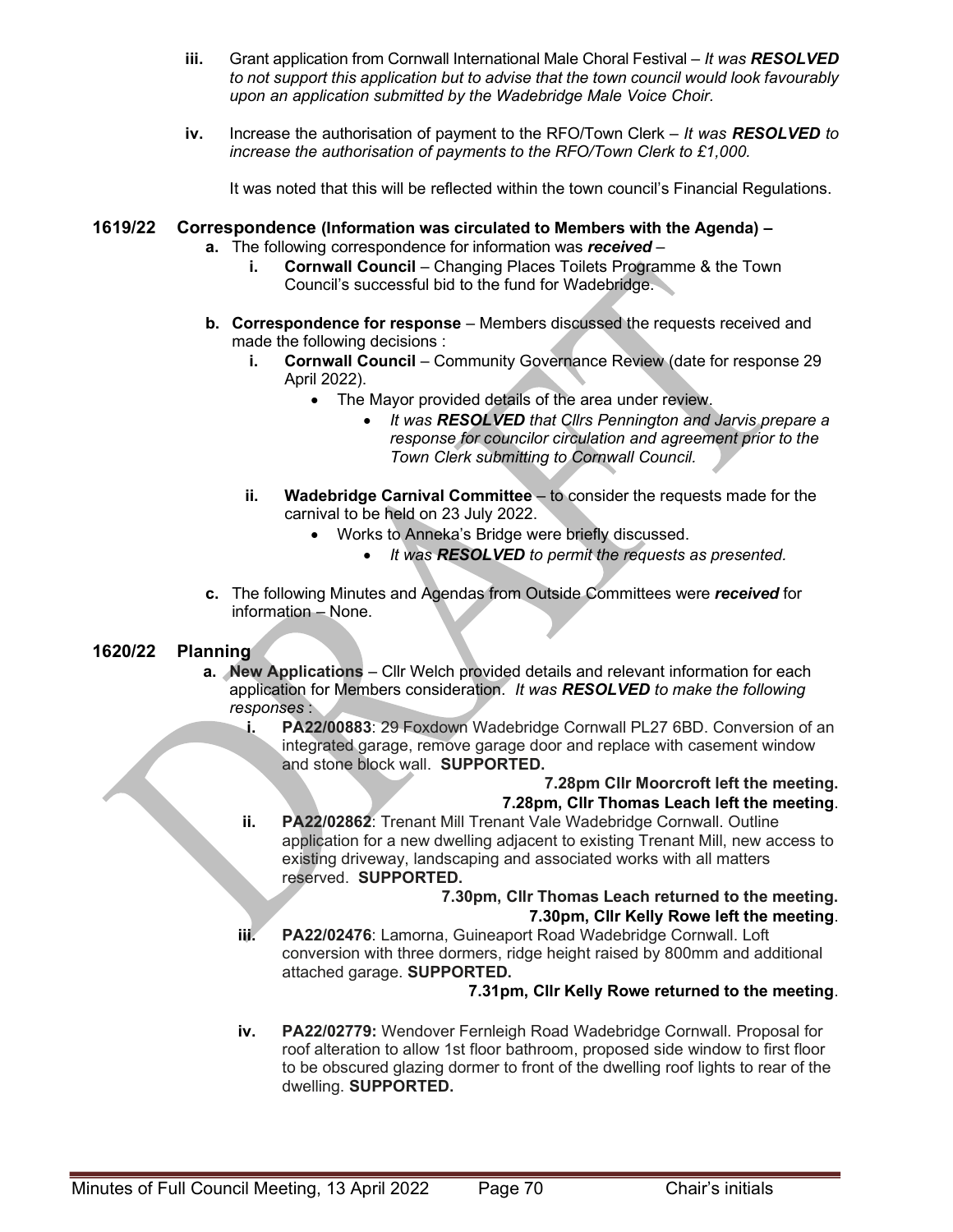**iii.** Grant application from Cornwall International Male Choral Festival – *It was **RESOLVED** to not support this application but to advise that the town council would look favourably upon an application submitted by the Wadebridge Male Voice Choir.*

**iv.** Increase the authorisation of payment to the RFO/Town Clerk – *It was **RESOLVED** to increase the authorisation of payments to the RFO/Town Clerk to £1,000.*

It was noted that this will be reflected within the town council's Financial Regulations.

## 1619/22 Correspondence (Information was circulated to Members with the Agenda) –

**a.** The following correspondence for information was ***received*** –

**i.** **Cornwall Council** – Changing Places Toilets Programme & the Town Council's successful bid to the fund for Wadebridge.

**b. Correspondence for response** – Members discussed the requests received and made the following decisions :

**i.** **Cornwall Council** – Community Governance Review (date for response 29 April 2022).

- The Mayor provided details of the area under review.
  - *It was **RESOLVED** that Cllrs Pennington and Jarvis prepare a response for councilor circulation and agreement prior to the Town Clerk submitting to Cornwall Council.*

**ii.** **Wadebridge Carnival Committee** – to consider the requests made for the carnival to be held on 23 July 2022.

- Works to Anneka's Bridge were briefly discussed.
  - *It was **RESOLVED** to permit the requests as presented.*

**c.** The following Minutes and Agendas from Outside Committees were ***received*** for information – None.

## 1620/22 Planning

**a. New Applications** – Cllr Welch provided details and relevant information for each application for Members consideration. *It was **RESOLVED** to make the following responses* :

**i.** **PA22/00883**: 29 Foxdown Wadebridge Cornwall PL27 6BD. Conversion of an integrated garage, remove garage door and replace with casement window and stone block wall. **SUPPORTED.**

**7.28pm Cllr Moorcroft left the meeting.**
**7.28pm, Cllr Thomas Leach left the meeting**.

**ii.** **PA22/02862**: Trenant Mill Trenant Vale Wadebridge Cornwall. Outline application for a new dwelling adjacent to existing Trenant Mill, new access to existing driveway, landscaping and associated works with all matters reserved. **SUPPORTED.**

**7.30pm, Cllr Thomas Leach returned to the meeting.**
**7.30pm, Cllr Kelly Rowe left the meeting**.

**iii.** **PA22/02476**: Lamorna, Guineaport Road Wadebridge Cornwall. Loft conversion with three dormers, ridge height raised by 800mm and additional attached garage. **SUPPORTED.**

**7.31pm, Cllr Kelly Rowe returned to the meeting**.

**iv.** **PA22/02779:** Wendover Fernleigh Road Wadebridge Cornwall. Proposal for roof alteration to allow 1st floor bathroom, proposed side window to first floor to be obscured glazing dormer to front of the dwelling roof lights to rear of the dwelling. **SUPPORTED.**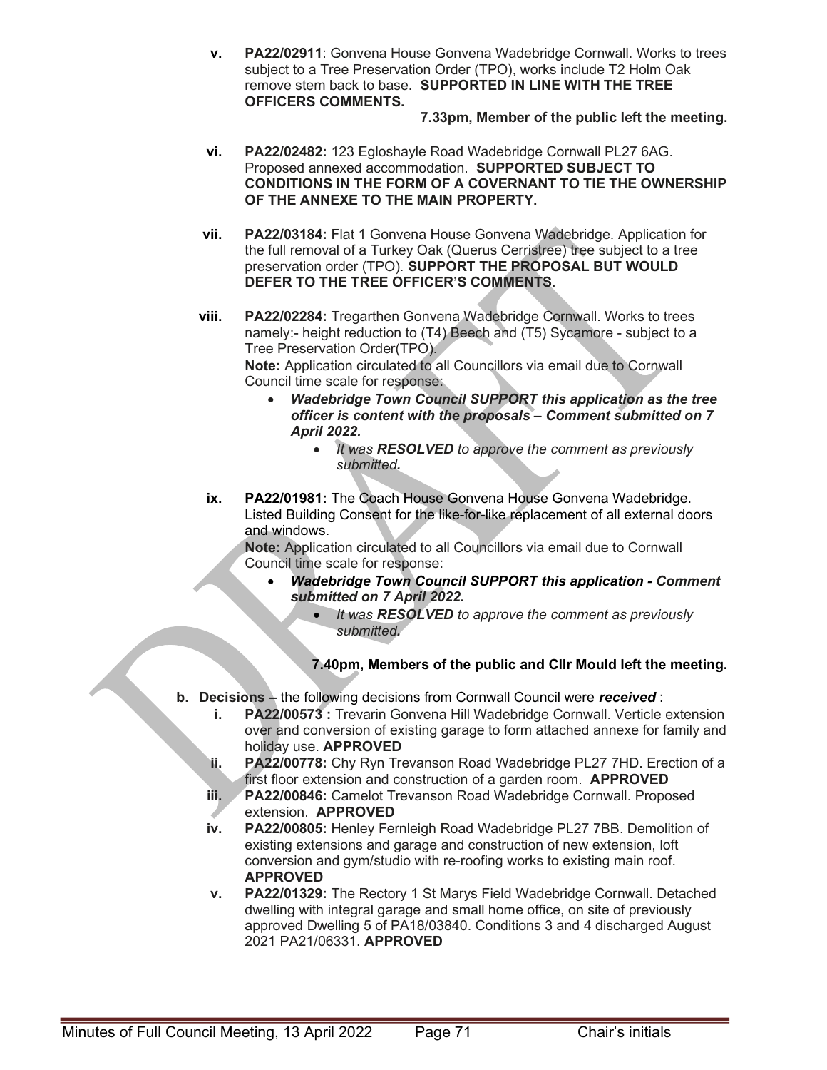v. **PA22/02911**: Gonvena House Gonvena Wadebridge Cornwall. Works to trees subject to a Tree Preservation Order (TPO), works include T2 Holm Oak remove stem back to base. **SUPPORTED IN LINE WITH THE TREE OFFICERS COMMENTS.**

**7.33pm, Member of the public left the meeting.**

vi. **PA22/02482:** 123 Egloshayle Road Wadebridge Cornwall PL27 6AG. Proposed annexed accommodation. **SUPPORTED SUBJECT TO CONDITIONS IN THE FORM OF A COVERNANT TO TIE THE OWNERSHIP OF THE ANNEXE TO THE MAIN PROPERTY.**

vii. **PA22/03184:** Flat 1 Gonvena House Gonvena Wadebridge. Application for the full removal of a Turkey Oak (Querus Cerristree) tree subject to a tree preservation order (TPO). **SUPPORT THE PROPOSAL BUT WOULD DEFER TO THE TREE OFFICER'S COMMENTS.**

viii. **PA22/02284:** Tregarthen Gonvena Wadebridge Cornwall. Works to trees namely:- height reduction to (T4) Beech and (T5) Sycamore - subject to a Tree Preservation Order(TPO).
**Note:** Application circulated to all Councillors via email due to Cornwall Council time scale for response:
- ***Wadebridge Town Council SUPPORT this application as the tree officer is content with the proposals – Comment submitted on 7 April 2022.***
  - *It was **RESOLVED** to approve the comment as previously submitted.*

ix. **PA22/01981:** The Coach House Gonvena House Gonvena Wadebridge. Listed Building Consent for the like-for-like replacement of all external doors and windows.
**Note:** Application circulated to all Councillors via email due to Cornwall Council time scale for response:
- ***Wadebridge Town Council SUPPORT this application - Comment submitted on 7 April 2022.***
  - *It was **RESOLVED** to approve the comment as previously submitted.*

**7.40pm, Members of the public and Cllr Mould left the meeting.**

**b. Decisions –** the following decisions from Cornwall Council were ***received*** :

i. **PA22/00573 :** Trevarin Gonvena Hill Wadebridge Cornwall. Verticle extension over and conversion of existing garage to form attached annexe for family and holiday use. **APPROVED**

ii. **PA22/00778:** Chy Ryn Trevanson Road Wadebridge PL27 7HD. Erection of a first floor extension and construction of a garden room. **APPROVED**

iii. **PA22/00846:** Camelot Trevanson Road Wadebridge Cornwall. Proposed extension. **APPROVED**

iv. **PA22/00805:** Henley Fernleigh Road Wadebridge PL27 7BB. Demolition of existing extensions and garage and construction of new extension, loft conversion and gym/studio with re-roofing works to existing main roof. **APPROVED**

v. **PA22/01329:** The Rectory 1 St Marys Field Wadebridge Cornwall. Detached dwelling with integral garage and small home office, on site of previously approved Dwelling 5 of PA18/03840. Conditions 3 and 4 discharged August 2021 PA21/06331. **APPROVED**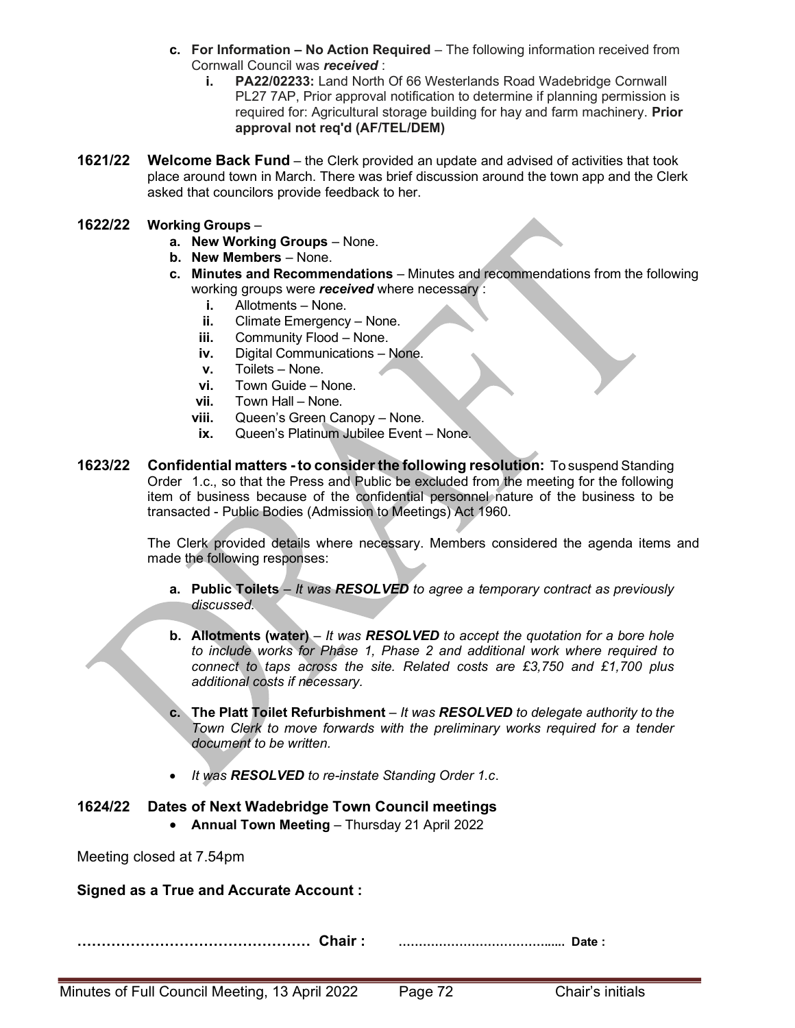- **c. For Information – No Action Required** – The following information received from Cornwall Council was ***received*** :
  - **i. PA22/02233:** Land North Of 66 Westerlands Road Wadebridge Cornwall PL27 7AP, Prior approval notification to determine if planning permission is required for: Agricultural storage building for hay and farm machinery. **Prior approval not req'd (AF/TEL/DEM)**

**1621/22 Welcome Back Fund** – the Clerk provided an update and advised of activities that took place around town in March. There was brief discussion around the town app and the Clerk asked that councilors provide feedback to her.

**1622/22 Working Groups** –

- **a. New Working Groups** – None.
- **b. New Members** – None.
- **c. Minutes and Recommendations** – Minutes and recommendations from the following working groups were ***received*** where necessary :
  - **i.** Allotments – None.
  - **ii.** Climate Emergency – None.
  - **iii.** Community Flood – None.
  - **iv.** Digital Communications – None.
  - **v.** Toilets – None.
  - **vi.** Town Guide – None.
  - **vii.** Town Hall – None.
  - **viii.** Queen's Green Canopy – None.
  - **ix.** Queen's Platinum Jubilee Event – None.

**1623/22 Confidential matters - to consider the following resolution:** To suspend Standing Order 1.c., so that the Press and Public be excluded from the meeting for the following item of business because of the confidential personnel nature of the business to be transacted - Public Bodies (Admission to Meetings) Act 1960.

The Clerk provided details where necessary. Members considered the agenda items and made the following responses:

- **a. Public Toilets** – *It was **RESOLVED** to agree a temporary contract as previously discussed.*
- **b. Allotments (water)** – *It was **RESOLVED** to accept the quotation for a bore hole to include works for Phase 1, Phase 2 and additional work where required to connect to taps across the site. Related costs are £3,750 and £1,700 plus additional costs if necessary.*
- **c. The Platt Toilet Refurbishment** – *It was **RESOLVED** to delegate authority to the Town Clerk to move forwards with the preliminary works required for a tender document to be written.*

- *It was **RESOLVED** to re-instate Standing Order 1.c.*

**1624/22 Dates of Next Wadebridge Town Council meetings**

- **Annual Town Meeting** – Thursday 21 April 2022

Meeting closed at 7.54pm

**Signed as a True and Accurate Account :**

**………………………………………… Chair : ………………………………...... Date :**

Chair's initials